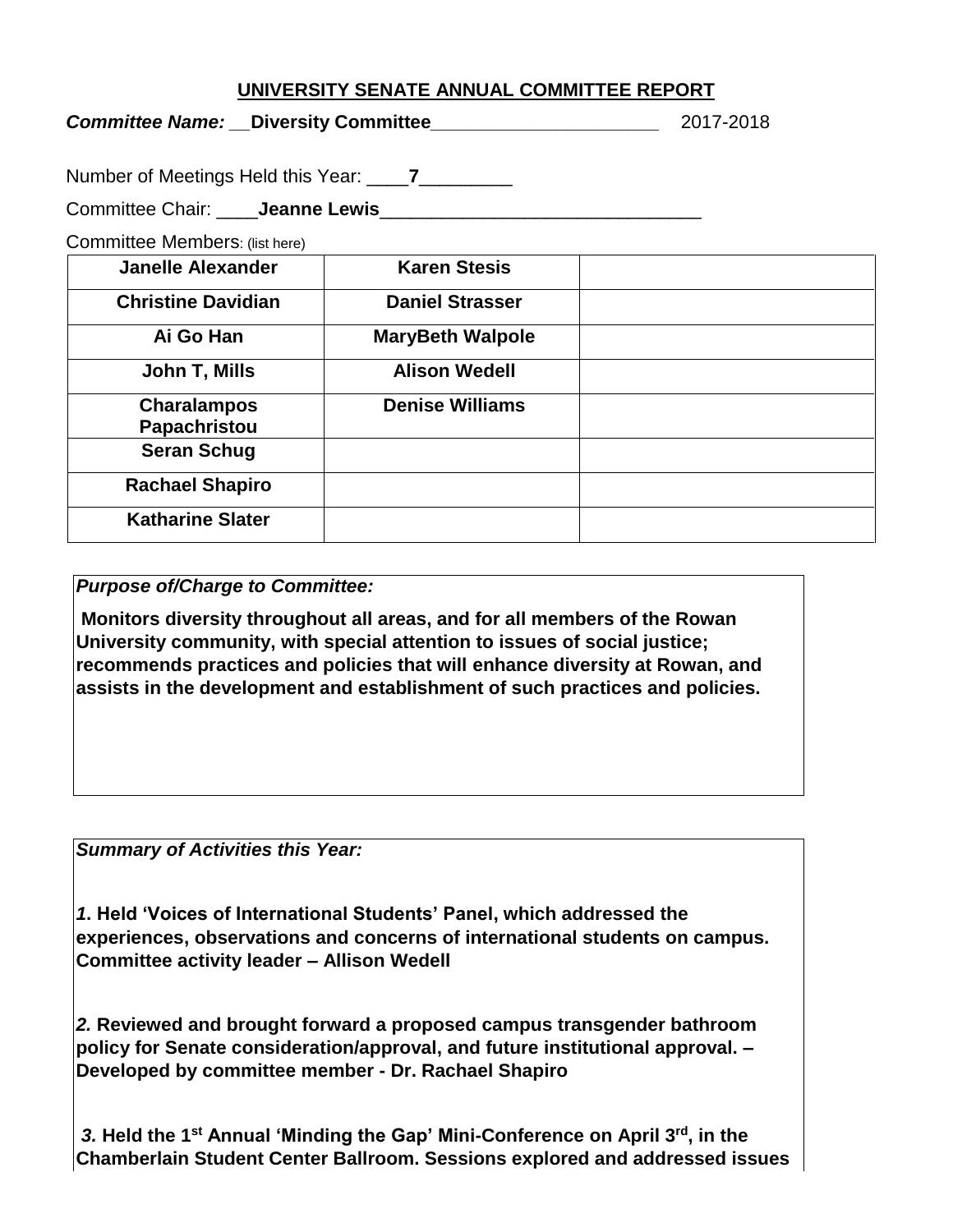## UNIVERSITY SENATE ANNUAL COMMITTEE REPORT

***Committee Name:*** __**Diversity Committee**______________________ 2017-2018

Number of Meetings Held this Year: ____**7**_________

Committee Chair: ____**Jeanne Lewis**_______________________________

Committee Members: (list here)

| | | |
|---|---|---|
| **Janelle Alexander** | **Karen Stesis** | |
| **Christine Davidian** | **Daniel Strasser** | |
| **Ai Go Han** | **MaryBeth Walpole** | |
| **John T, Mills** | **Alison Wedell** | |
| **Charalampos Papachristou** | **Denise Williams** | |
| **Seran Schug** | | |
| **Rachael Shapiro** | | |
| **Katharine Slater** | | |

***Purpose of/Charge to Committee:***

**Monitors diversity throughout all areas, and for all members of the Rowan University community, with special attention to issues of social justice; recommends practices and policies that will enhance diversity at Rowan, and assists in the development and establishment of such practices and policies.**

***Summary of Activities this Year:***

***1.*** **Held 'Voices of International Students' Panel, which addressed the experiences, observations and concerns of international students on campus. Committee activity leader – Allison Wedell**

***2.*** **Reviewed and brought forward a proposed campus transgender bathroom policy for Senate consideration/approval, and future institutional approval. – Developed by committee member - Dr. Rachael Shapiro**

***3.*** **Held the 1st Annual 'Minding the Gap' Mini-Conference on April 3rd, in the Chamberlain Student Center Ballroom. Sessions explored and addressed issues**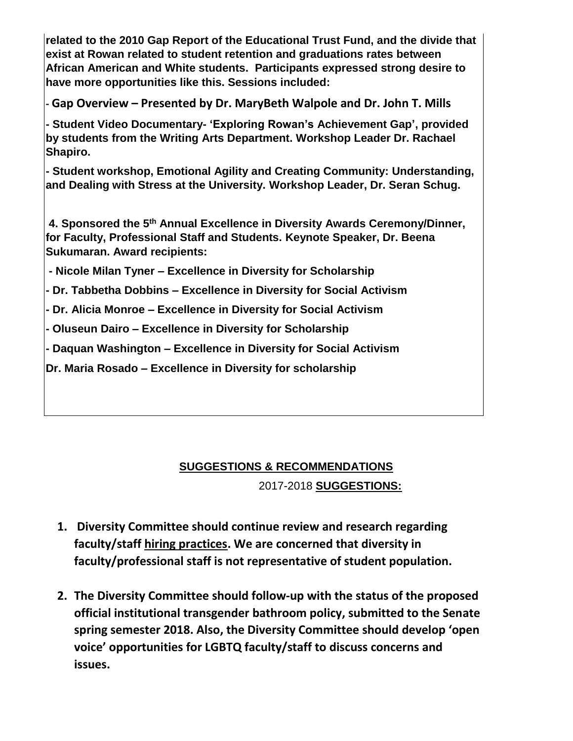**related to the 2010 Gap Report of the Educational Trust Fund, and the divide that exist at Rowan related to student retention and graduations rates between African American and White students. Participants expressed strong desire to have more opportunities like this. Sessions included:**

- **Gap Overview – Presented by Dr. MaryBeth Walpole and Dr. John T. Mills**

**- Student Video Documentary- 'Exploring Rowan's Achievement Gap', provided by students from the Writing Arts Department. Workshop Leader Dr. Rachael Shapiro.**

**- Student workshop, Emotional Agility and Creating Community: Understanding, and Dealing with Stress at the University. Workshop Leader, Dr. Seran Schug.**

**4. Sponsored the 5th Annual Excellence in Diversity Awards Ceremony/Dinner, for Faculty, Professional Staff and Students. Keynote Speaker, Dr. Beena Sukumaran. Award recipients:**

**- Nicole Milan Tyner – Excellence in Diversity for Scholarship**

**- Dr. Tabbetha Dobbins – Excellence in Diversity for Social Activism**

**- Dr. Alicia Monroe – Excellence in Diversity for Social Activism**

**- Oluseun Dairo – Excellence in Diversity for Scholarship**

**- Daquan Washington – Excellence in Diversity for Social Activism**

**Dr. Maria Rosado – Excellence in Diversity for scholarship**

## SUGGESTIONS & RECOMMENDATIONS

2017-2018 **SUGGESTIONS:**

1. **Diversity Committee should continue review and research regarding faculty/staff hiring practices. We are concerned that diversity in faculty/professional staff is not representative of student population.**

2. **The Diversity Committee should follow-up with the status of the proposed official institutional transgender bathroom policy, submitted to the Senate spring semester 2018. Also, the Diversity Committee should develop 'open voice' opportunities for LGBTQ faculty/staff to discuss concerns and issues.**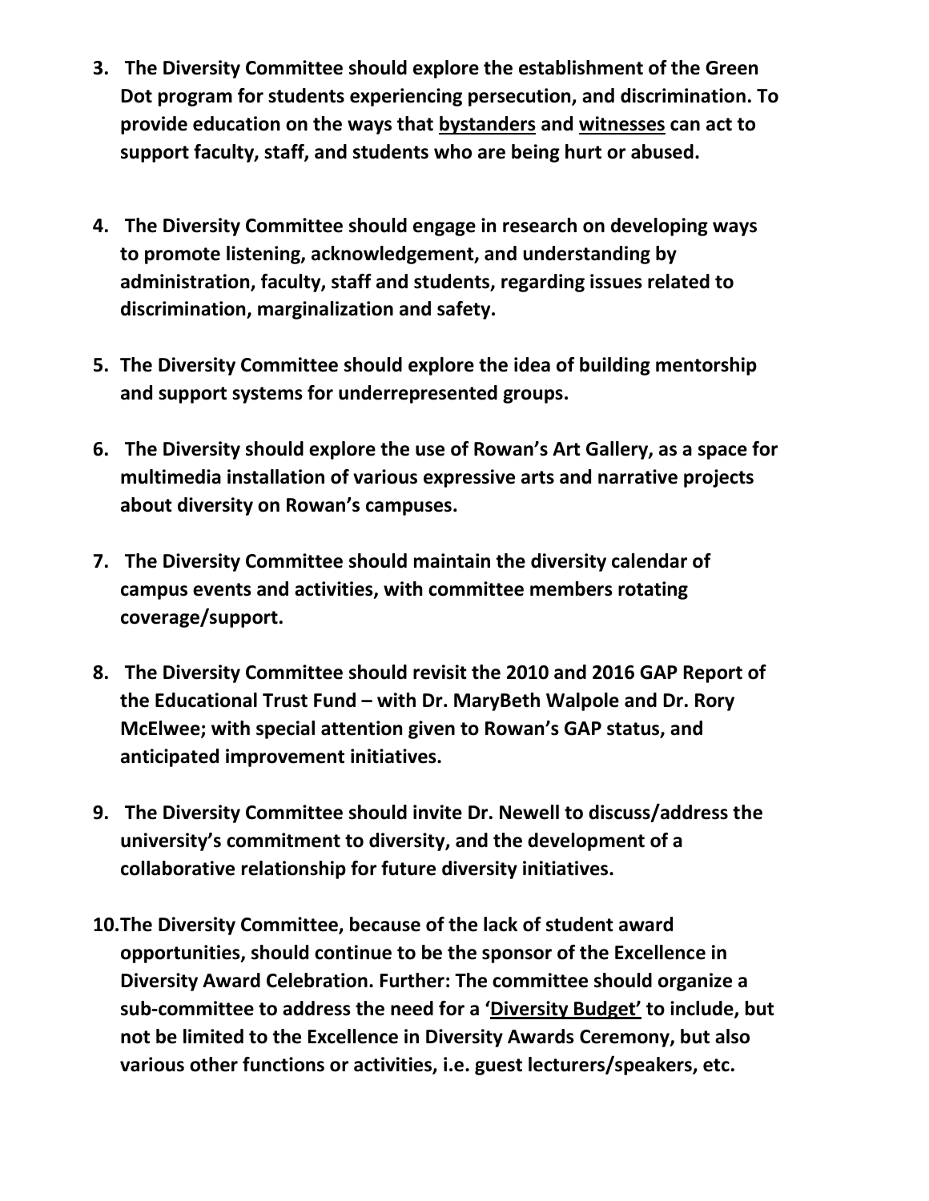3. **The Diversity Committee should explore the establishment of the Green Dot program for students experiencing persecution, and discrimination. To provide education on the ways that <u>bystanders</u> and <u>witnesses</u> can act to support faculty, staff, and students who are being hurt or abused.**

4. **The Diversity Committee should engage in research on developing ways to promote listening, acknowledgement, and understanding by administration, faculty, staff and students, regarding issues related to discrimination, marginalization and safety.**

5. **The Diversity Committee should explore the idea of building mentorship and support systems for underrepresented groups.**

6. **The Diversity should explore the use of Rowan's Art Gallery, as a space for multimedia installation of various expressive arts and narrative projects about diversity on Rowan's campuses.**

7. **The Diversity Committee should maintain the diversity calendar of campus events and activities, with committee members rotating coverage/support.**

8. **The Diversity Committee should revisit the 2010 and 2016 GAP Report of the Educational Trust Fund – with Dr. MaryBeth Walpole and Dr. Rory McElwee; with special attention given to Rowan's GAP status, and anticipated improvement initiatives.**

9. **The Diversity Committee should invite Dr. Newell to discuss/address the university's commitment to diversity, and the development of a collaborative relationship for future diversity initiatives.**

10. **The Diversity Committee, because of the lack of student award opportunities, should continue to be the sponsor of the Excellence in Diversity Award Celebration. Further: The committee should organize a sub-committee to address the need for a '<u>Diversity Budget'</u> to include, but not be limited to the Excellence in Diversity Awards Ceremony, but also various other functions or activities, i.e. guest lecturers/speakers, etc.**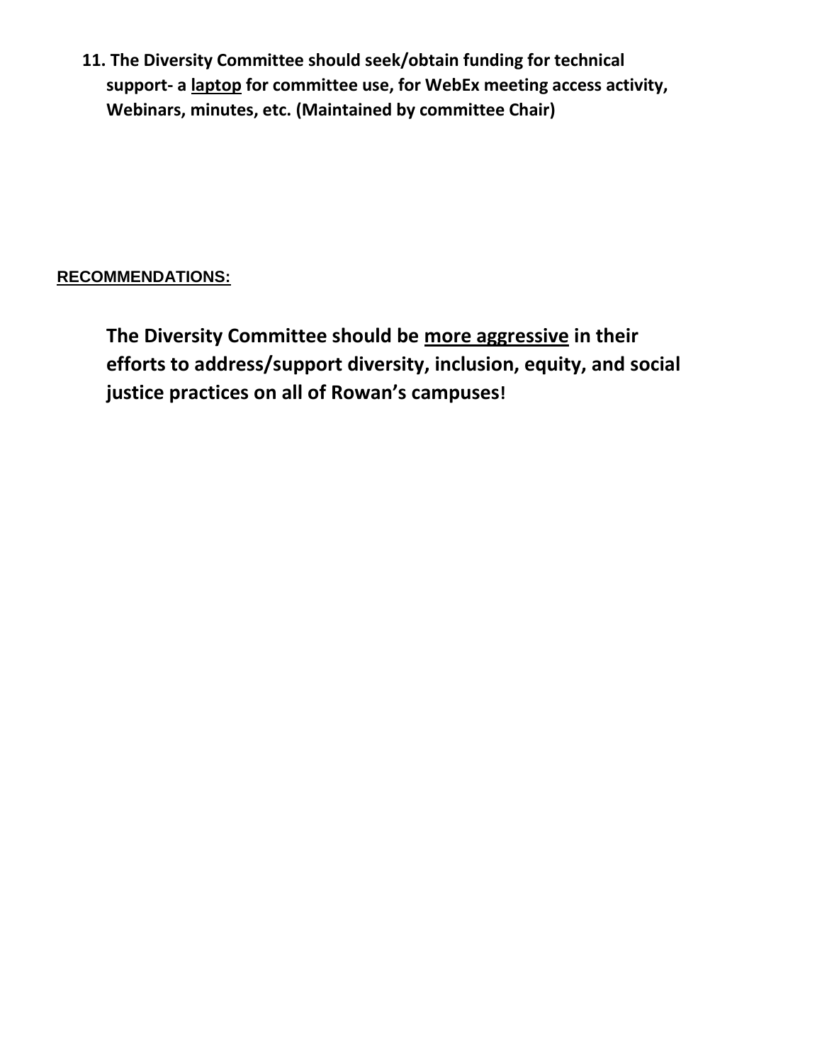11. **The Diversity Committee should seek/obtain funding for technical support- a <u>laptop</u> for committee use, for WebEx meeting access activity, Webinars, minutes, etc. (Maintained by committee Chair)**

## RECOMMENDATIONS:

**The Diversity Committee should be <u>more aggressive</u> in their efforts to address/support diversity, inclusion, equity, and social justice practices on all of Rowan's campuses!**